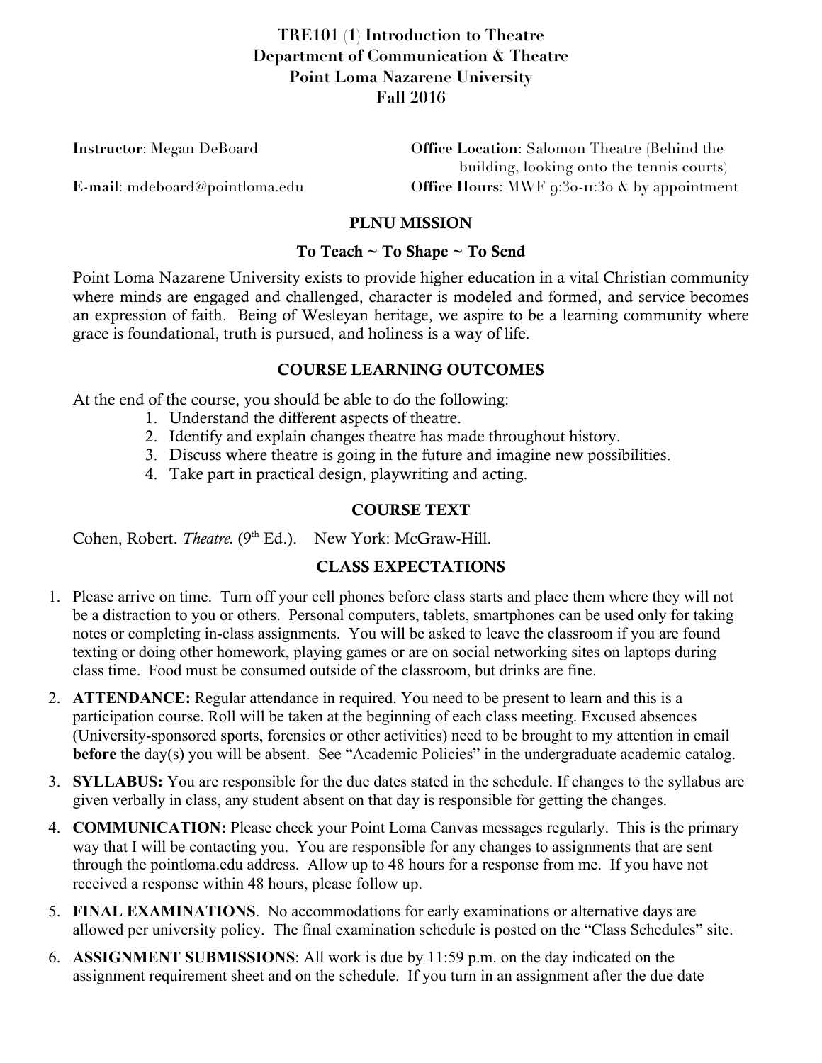# TRE101 (1) Introduction to Theatre
## Department of Communication & Theatre
## Point Loma Nazarene University
## Fall 2016

**Instructor**: Megan DeBoard

**E-mail**: mdeboard@pointloma.edu

**Office Location**: Salomon Theatre (Behind the building, looking onto the tennis courts)

**Office Hours**: MWF 9:30-11:30 & by appointment

## PLNU MISSION

### To Teach ~ To Shape ~ To Send

Point Loma Nazarene University exists to provide higher education in a vital Christian community where minds are engaged and challenged, character is modeled and formed, and service becomes an expression of faith. Being of Wesleyan heritage, we aspire to be a learning community where grace is foundational, truth is pursued, and holiness is a way of life.

## COURSE LEARNING OUTCOMES

At the end of the course, you should be able to do the following:

1. Understand the different aspects of theatre.
2. Identify and explain changes theatre has made throughout history.
3. Discuss where theatre is going in the future and imagine new possibilities.
4. Take part in practical design, playwriting and acting.

## COURSE TEXT

Cohen, Robert. *Theatre.* (9th Ed.). New York: McGraw-Hill.

## CLASS EXPECTATIONS

1. Please arrive on time. Turn off your cell phones before class starts and place them where they will not be a distraction to you or others. Personal computers, tablets, smartphones can be used only for taking notes or completing in-class assignments. You will be asked to leave the classroom if you are found texting or doing other homework, playing games or are on social networking sites on laptops during class time. Food must be consumed outside of the classroom, but drinks are fine.
2. **ATTENDANCE:** Regular attendance in required. You need to be present to learn and this is a participation course. Roll will be taken at the beginning of each class meeting. Excused absences (University-sponsored sports, forensics or other activities) need to be brought to my attention in email **before** the day(s) you will be absent. See "Academic Policies" in the undergraduate academic catalog.
3. **SYLLABUS:** You are responsible for the due dates stated in the schedule. If changes to the syllabus are given verbally in class, any student absent on that day is responsible for getting the changes.
4. **COMMUNICATION:** Please check your Point Loma Canvas messages regularly. This is the primary way that I will be contacting you. You are responsible for any changes to assignments that are sent through the pointloma.edu address. Allow up to 48 hours for a response from me. If you have not received a response within 48 hours, please follow up.
5. **FINAL EXAMINATIONS**. No accommodations for early examinations or alternative days are allowed per university policy. The final examination schedule is posted on the "Class Schedules" site.
6. **ASSIGNMENT SUBMISSIONS**: All work is due by 11:59 p.m. on the day indicated on the assignment requirement sheet and on the schedule. If you turn in an assignment after the due date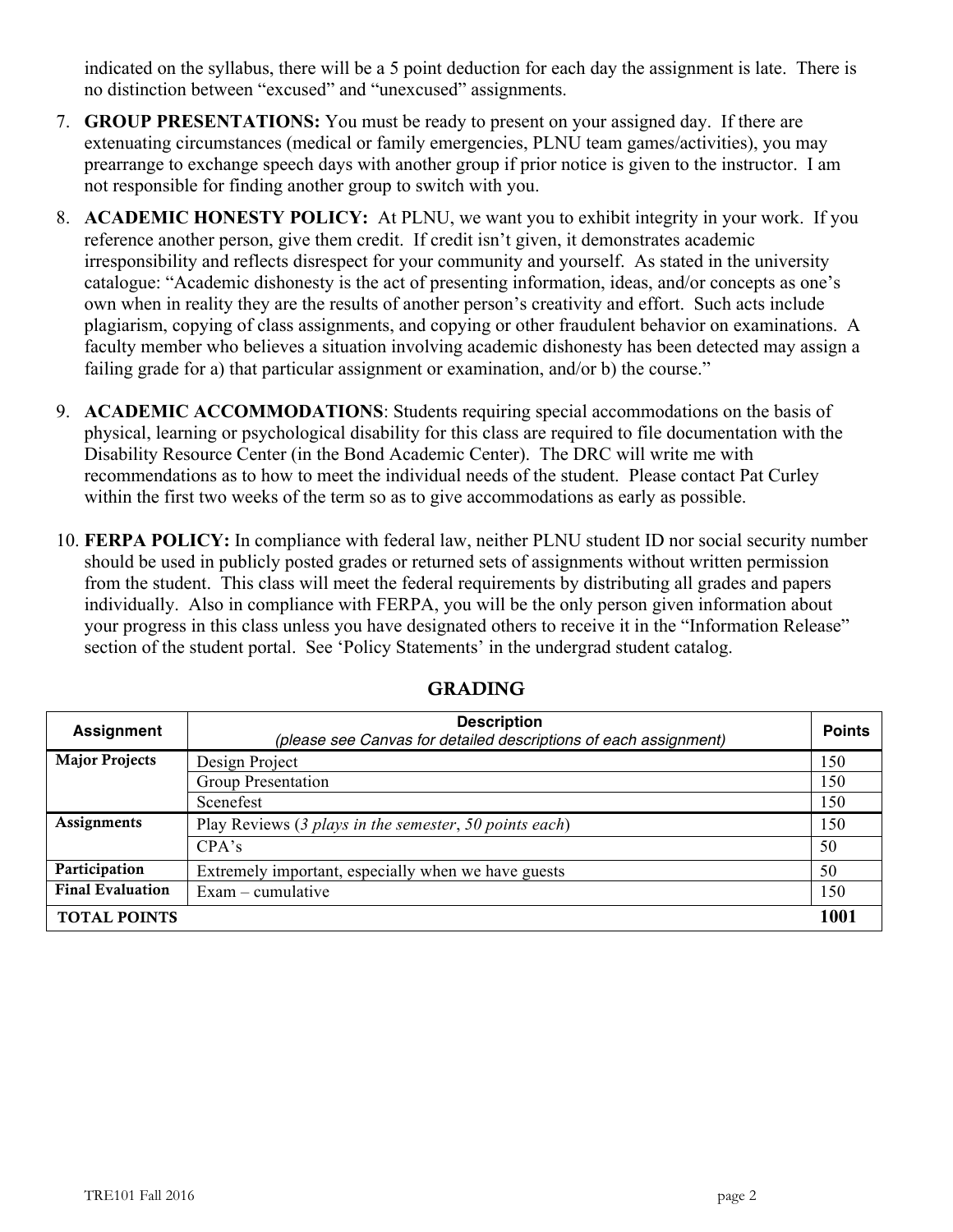indicated on the syllabus, there will be a 5 point deduction for each day the assignment is late. There is no distinction between "excused" and "unexcused" assignments.

7. **GROUP PRESENTATIONS:** You must be ready to present on your assigned day. If there are extenuating circumstances (medical or family emergencies, PLNU team games/activities), you may prearrange to exchange speech days with another group if prior notice is given to the instructor. I am not responsible for finding another group to switch with you.

8. **ACADEMIC HONESTY POLICY:** At PLNU, we want you to exhibit integrity in your work. If you reference another person, give them credit. If credit isn't given, it demonstrates academic irresponsibility and reflects disrespect for your community and yourself. As stated in the university catalogue: "Academic dishonesty is the act of presenting information, ideas, and/or concepts as one's own when in reality they are the results of another person's creativity and effort. Such acts include plagiarism, copying of class assignments, and copying or other fraudulent behavior on examinations. A faculty member who believes a situation involving academic dishonesty has been detected may assign a failing grade for a) that particular assignment or examination, and/or b) the course."

9. **ACADEMIC ACCOMMODATIONS**: Students requiring special accommodations on the basis of physical, learning or psychological disability for this class are required to file documentation with the Disability Resource Center (in the Bond Academic Center). The DRC will write me with recommendations as to how to meet the individual needs of the student. Please contact Pat Curley within the first two weeks of the term so as to give accommodations as early as possible.

10. **FERPA POLICY:** In compliance with federal law, neither PLNU student ID nor social security number should be used in publicly posted grades or returned sets of assignments without written permission from the student. This class will meet the federal requirements by distributing all grades and papers individually. Also in compliance with FERPA, you will be the only person given information about your progress in this class unless you have designated others to receive it in the "Information Release" section of the student portal. See 'Policy Statements' in the undergrad student catalog.

## GRADING

| Assignment | Description<br>*(please see Canvas for detailed descriptions of each assignment)* | Points |
|---|---|---|
| **Major Projects** | Design Project | 150 |
| | Group Presentation | 150 |
| | Scenefest | 150 |
| **Assignments** | Play Reviews (*3 plays in the semester*, *50 points each*) | 150 |
| | CPA's | 50 |
| **Participation** | Extremely important, especially when we have guests | 50 |
| **Final Evaluation** | Exam – cumulative | 150 |
| **TOTAL POINTS** | | **1001** |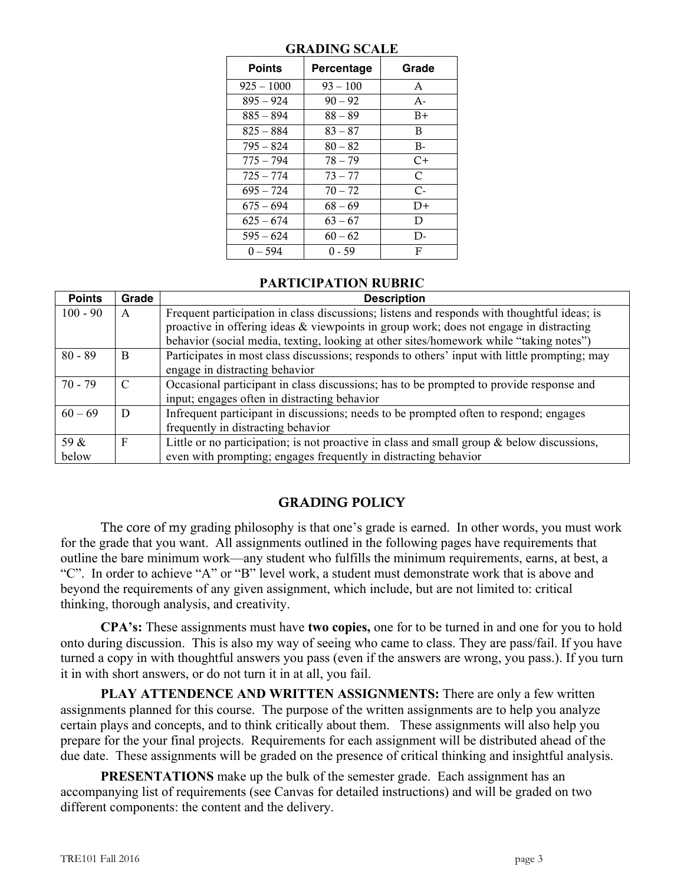## GRADING SCALE

| Points | Percentage | Grade |
|---|---|---|
| 925 – 1000 | 93 – 100 | A |
| 895 – 924 | 90 – 92 | A- |
| 885 – 894 | 88 – 89 | B+ |
| 825 – 884 | 83 – 87 | B |
| 795 – 824 | 80 – 82 | B- |
| 775 – 794 | 78 – 79 | C+ |
| 725 – 774 | 73 – 77 | C |
| 695 – 724 | 70 – 72 | C- |
| 675 – 694 | 68 – 69 | D+ |
| 625 – 674 | 63 – 67 | D |
| 595 – 624 | 60 – 62 | D- |
| 0 – 594 | 0 - 59 | F |

## PARTICIPATION RUBRIC

| Points | Grade | Description |
|---|---|---|
| 100 - 90 | A | Frequent participation in class discussions; listens and responds with thoughtful ideas; is proactive in offering ideas & viewpoints in group work; does not engage in distracting behavior (social media, texting, looking at other sites/homework while "taking notes") |
| 80 - 89 | B | Participates in most class discussions; responds to others' input with little prompting; may engage in distracting behavior |
| 70 - 79 | C | Occasional participant in class discussions; has to be prompted to provide response and input; engages often in distracting behavior |
| 60 – 69 | D | Infrequent participant in discussions; needs to be prompted often to respond; engages frequently in distracting behavior |
| 59 & below | F | Little or no participation; is not proactive in class and small group & below discussions, even with prompting; engages frequently in distracting behavior |

## GRADING POLICY

The core of my grading philosophy is that one's grade is earned. In other words, you must work for the grade that you want. All assignments outlined in the following pages have requirements that outline the bare minimum work—any student who fulfills the minimum requirements, earns, at best, a "C". In order to achieve "A" or "B" level work, a student must demonstrate work that is above and beyond the requirements of any given assignment, which include, but are not limited to: critical thinking, thorough analysis, and creativity.

**CPA's:** These assignments must have **two copies,** one for to be turned in and one for you to hold onto during discussion. This is also my way of seeing who came to class. They are pass/fail. If you have turned a copy in with thoughtful answers you pass (even if the answers are wrong, you pass.). If you turn it in with short answers, or do not turn it in at all, you fail.

**PLAY ATTENDENCE AND WRITTEN ASSIGNMENTS:** There are only a few written assignments planned for this course. The purpose of the written assignments are to help you analyze certain plays and concepts, and to think critically about them. These assignments will also help you prepare for the your final projects. Requirements for each assignment will be distributed ahead of the due date. These assignments will be graded on the presence of critical thinking and insightful analysis.

**PRESENTATIONS** make up the bulk of the semester grade. Each assignment has an accompanying list of requirements (see Canvas for detailed instructions) and will be graded on two different components: the content and the delivery.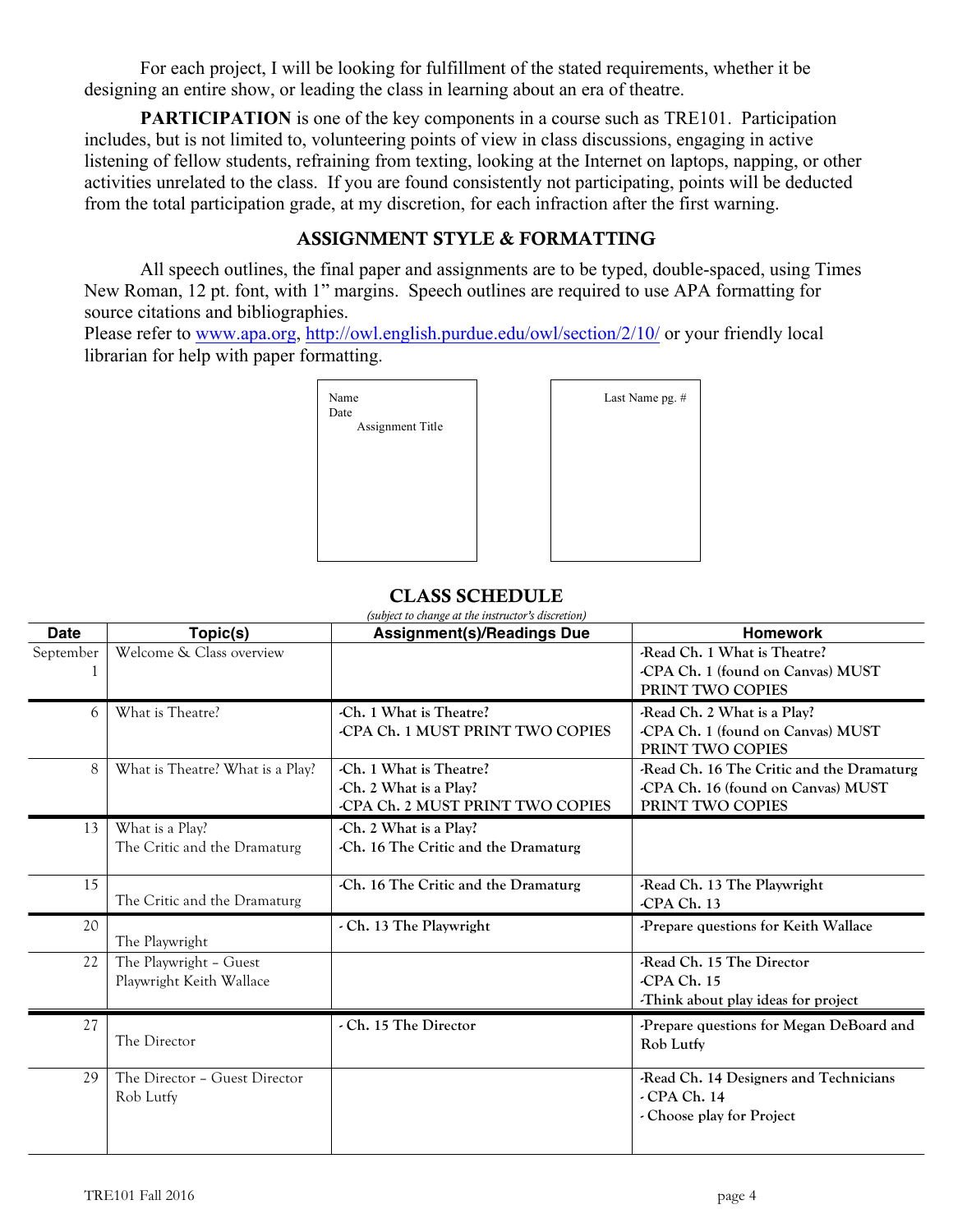For each project, I will be looking for fulfillment of the stated requirements, whether it be designing an entire show, or leading the class in learning about an era of theatre.

**PARTICIPATION** is one of the key components in a course such as TRE101. Participation includes, but is not limited to, volunteering points of view in class discussions, engaging in active listening of fellow students, refraining from texting, looking at the Internet on laptops, napping, or other activities unrelated to the class. If you are found consistently not participating, points will be deducted from the total participation grade, at my discretion, for each infraction after the first warning.

## ASSIGNMENT STYLE & FORMATTING

All speech outlines, the final paper and assignments are to be typed, double-spaced, using Times New Roman, 12 pt. font, with 1" margins. Speech outlines are required to use APA formatting for source citations and bibliographies.
Please refer to www.apa.org, http://owl.english.purdue.edu/owl/section/2/10/ or your friendly local librarian for help with paper formatting.

Name
Date
Assignment Title

Last Name pg. #

## CLASS SCHEDULE

*(subject to change at the instructor's discretion)*

| Date | Topic(s) | Assignment(s)/Readings Due | Homework |
|---|---|---|---|
| September 1 | Welcome & Class overview | | -Read Ch. 1 What is Theatre?<br>-CPA Ch. 1 (found on Canvas) MUST PRINT TWO COPIES |
| 6 | What is Theatre? | -Ch. 1 What is Theatre?<br>-CPA Ch. 1 MUST PRINT TWO COPIES | -Read Ch. 2 What is a Play?<br>-CPA Ch. 1 (found on Canvas) MUST PRINT TWO COPIES |
| 8 | What is Theatre? What is a Play? | -Ch. 1 What is Theatre?<br>-Ch. 2 What is a Play?<br>-CPA Ch. 2 MUST PRINT TWO COPIES | -Read Ch. 16 The Critic and the Dramaturg<br>-CPA Ch. 16 (found on Canvas) MUST PRINT TWO COPIES |
| 13 | What is a Play?<br>The Critic and the Dramaturg | -Ch. 2 What is a Play?<br>-Ch. 16 The Critic and the Dramaturg | |
| 15 | The Critic and the Dramaturg | -Ch. 16 The Critic and the Dramaturg | -Read Ch. 13 The Playwright<br>-CPA Ch. 13 |
| 20 | The Playwright | - Ch. 13 The Playwright | -Prepare questions for Keith Wallace |
| 22 | The Playwright – Guest Playwright Keith Wallace | | -Read Ch. 15 The Director<br>-CPA Ch. 15<br>-Think about play ideas for project |
| 27 | The Director | - Ch. 15 The Director | -Prepare questions for Megan DeBoard and Rob Lutfy |
| 29 | The Director – Guest Director Rob Lutfy | | -Read Ch. 14 Designers and Technicians<br>- CPA Ch. 14<br>- Choose play for Project |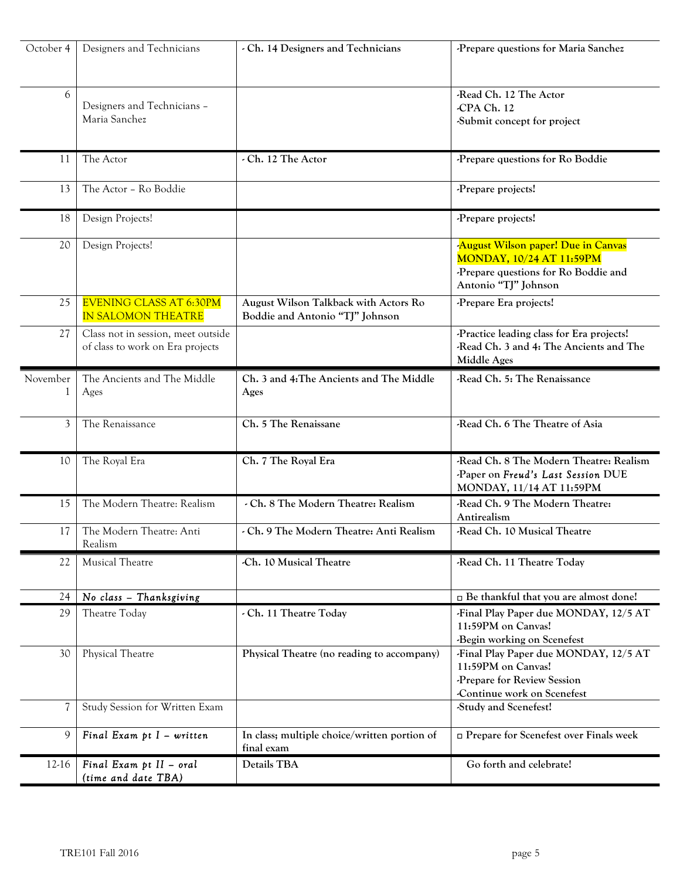| | | | |
|---|---|---|---|
| October 4 | Designers and Technicians | **- Ch. 14 Designers and Technicians** | **-Prepare questions for Maria Sanchez** |
| 6 | Designers and Technicians – Maria Sanchez | | **-Read Ch. 12 The Actor**<br>**-CPA Ch. 12**<br>**-Submit concept for project** |
| 11 | The Actor | **- Ch. 12 The Actor** | **-Prepare questions for Ro Boddie** |
| 13 | The Actor – Ro Boddie | | **-Prepare projects!** |
| 18 | Design Projects! | | **-Prepare projects!** |
| 20 | Design Projects! | | **-August Wilson paper! Due in Canvas MONDAY, 10/24 AT 11:59PM**<br>**-Prepare questions for Ro Boddie and Antonio "TJ" Johnson** |
| 25 | EVENING CLASS AT 6:30PM IN SALOMON THEATRE | **August Wilson Talkback with Actors Ro Boddie and Antonio "TJ" Johnson** | **-Prepare Era projects!** |
| 27 | Class not in session, meet outside of class to work on Era projects | | **-Practice leading class for Era projects!**<br>**-Read Ch. 3 and 4: The Ancients and The Middle Ages** |
| November 1 | The Ancients and The Middle Ages | **Ch. 3 and 4:The Ancients and The Middle Ages** | **-Read Ch. 5: The Renaissance** |
| 3 | The Renaissance | **Ch. 5 The Renaissane** | **-Read Ch. 6 The Theatre of Asia** |
| 10 | The Royal Era | **Ch. 7 The Royal Era** | **-Read Ch. 8 The Modern Theatre: Realism**<br>**-Paper on *Freud's Last Session* DUE MONDAY, 11/14 AT 11:59PM** |
| 15 | The Modern Theatre: Realism | **- Ch. 8 The Modern Theatre: Realism** | **-Read Ch. 9 The Modern Theatre: Antirealism** |
| 17 | The Modern Theatre: Anti Realism | **- Ch. 9 The Modern Theatre: Anti Realism** | **-Read Ch. 10 Musical Theatre** |
| 22 | Musical Theatre | **-Ch. 10 Musical Theatre** | **-Read Ch. 11 Theatre Today** |
| 24 | *No class – Thanksgiving* | | **□ Be thankful that you are almost done!** |
| 29 | Theatre Today | **- Ch. 11 Theatre Today** | **-Final Play Paper due MONDAY, 12/5 AT 11:59PM on Canvas!**<br>**-Begin working on Scenefest** |
| 30 | Physical Theatre | **Physical Theatre (no reading to accompany)** | **-Final Play Paper due MONDAY, 12/5 AT 11:59PM on Canvas!**<br>**-Prepare for Review Session**<br>**-Continue work on Scenefest** |
| 7 | Study Session for Written Exam | | **-Study and Scenefest!** |
| 9 | *Final Exam pt I – written* | **In class; multiple choice/written portion of final exam** | **□ Prepare for Scenefest over Finals week** |
| 12-16 | *Final Exam pt II – oral (time and date TBA)* | **Details TBA** | **Go forth and celebrate!** |